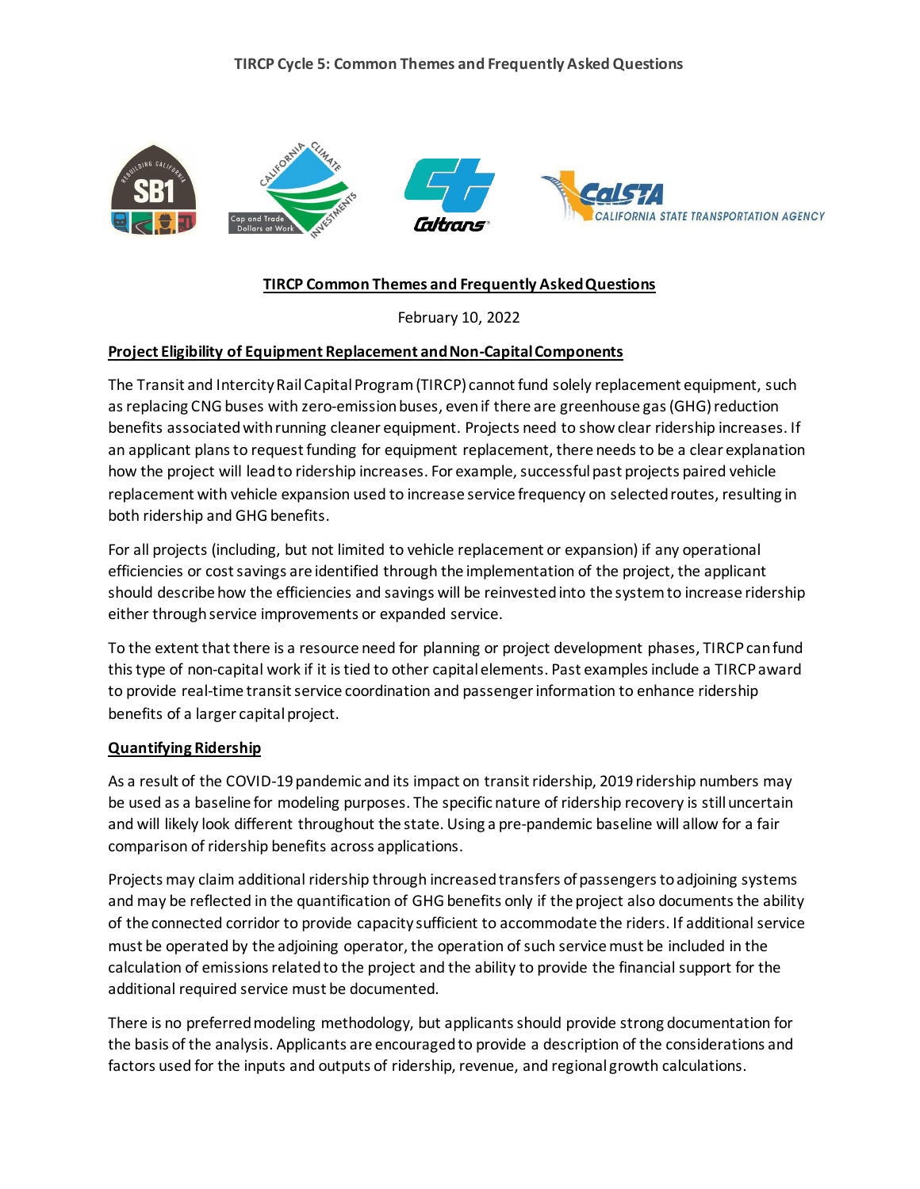# TIRCP Cycle 5: Common Themes and Frequently Asked Questions

## TIRCP Common Themes and Frequently Asked Questions

February 10, 2022

### Project Eligibility of Equipment Replacement and Non-Capital Components

The Transit and Intercity Rail Capital Program (TIRCP) cannot fund solely replacement equipment, such as replacing CNG buses with zero-emission buses, even if there are greenhouse gas (GHG) reduction benefits associated with running cleaner equipment. Projects need to show clear ridership increases. If an applicant plans to request funding for equipment replacement, there needs to be a clear explanation how the project will lead to ridership increases. For example, successful past projects paired vehicle replacement with vehicle expansion used to increase service frequency on selected routes, resulting in both ridership and GHG benefits.

For all projects (including, but not limited to vehicle replacement or expansion) if any operational efficiencies or cost savings are identified through the implementation of the project, the applicant should describe how the efficiencies and savings will be reinvested into the system to increase ridership either through service improvements or expanded service.

To the extent that there is a resource need for planning or project development phases, TIRCP can fund this type of non-capital work if it is tied to other capital elements. Past examples include a TIRCP award to provide real-time transit service coordination and passenger information to enhance ridership benefits of a larger capital project.

### Quantifying Ridership

As a result of the COVID-19 pandemic and its impact on transit ridership, 2019 ridership numbers may be used as a baseline for modeling purposes. The specific nature of ridership recovery is still uncertain and will likely look different throughout the state. Using a pre-pandemic baseline will allow for a fair comparison of ridership benefits across applications.

Projects may claim additional ridership through increased transfers of passengers to adjoining systems and may be reflected in the quantification of GHG benefits only if the project also documents the ability of the connected corridor to provide capacity sufficient to accommodate the riders. If additional service must be operated by the adjoining operator, the operation of such service must be included in the calculation of emissions related to the project and the ability to provide the financial support for the additional required service must be documented.

There is no preferred modeling methodology, but applicants should provide strong documentation for the basis of the analysis. Applicants are encouraged to provide a description of the considerations and factors used for the inputs and outputs of ridership, revenue, and regional growth calculations.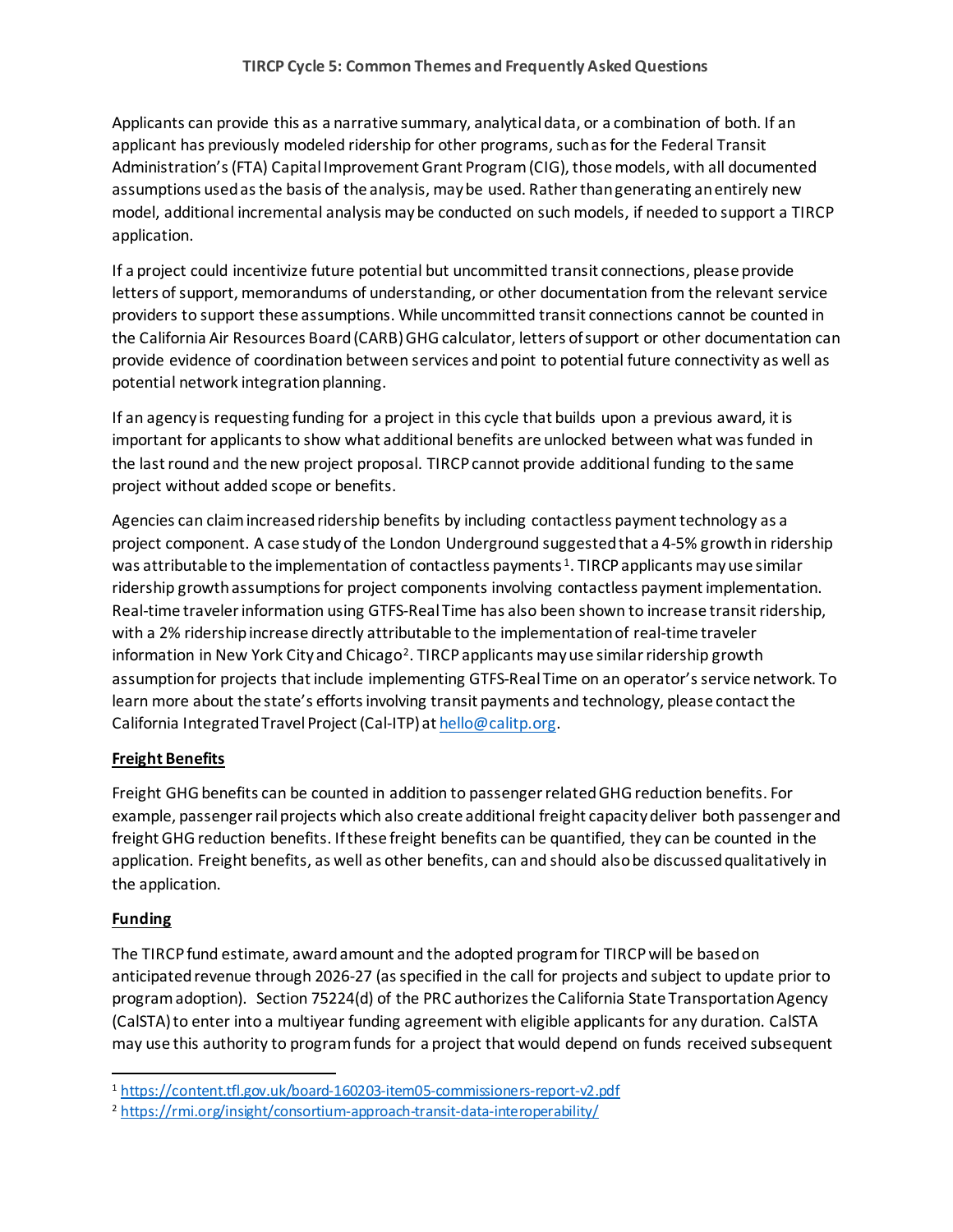Applicants can provide this as a narrative summary, analytical data, or a combination of both. If an applicant has previously modeled ridership for other programs, such as for the Federal Transit Administration's (FTA) Capital Improvement Grant Program (CIG), those models, with all documented assumptions used as the basis of the analysis, may be used. Rather than generating an entirely new model, additional incremental analysis may be conducted on such models, if needed to support a TIRCP application.

If a project could incentivize future potential but uncommitted transit connections, please provide letters of support, memorandums of understanding, or other documentation from the relevant service providers to support these assumptions. While uncommitted transit connections cannot be counted in the California Air Resources Board (CARB) GHG calculator, letters of support or other documentation can provide evidence of coordination between services and point to potential future connectivity as well as potential network integration planning.

If an agency is requesting funding for a project in this cycle that builds upon a previous award, it is important for applicants to show what additional benefits are unlocked between what was funded in the last round and the new project proposal. TIRCP cannot provide additional funding to the same project without added scope or benefits.

Agencies can claim increased ridership benefits by including contactless payment technology as a project component. A case study of the London Underground suggested that a 4-5% growth in ridership was attributable to the implementation of contactless payments[1]. TIRCP applicants may use similar ridership growth assumptions for project components involving contactless payment implementation. Real-time traveler information using GTFS-Real Time has also been shown to increase transit ridership, with a 2% ridership increase directly attributable to the implementation of real-time traveler information in New York City and Chicago[2]. TIRCP applicants may use similar ridership growth assumption for projects that include implementing GTFS-Real Time on an operator's service network. To learn more about the state's efforts involving transit payments and technology, please contact the California Integrated Travel Project (Cal-ITP) at hello@calitp.org.

## Freight Benefits

Freight GHG benefits can be counted in addition to passenger related GHG reduction benefits. For example, passenger rail projects which also create additional freight capacity deliver both passenger and freight GHG reduction benefits. If these freight benefits can be quantified, they can be counted in the application. Freight benefits, as well as other benefits, can and should also be discussed qualitatively in the application.

## Funding

The TIRCP fund estimate, award amount and the adopted program for TIRCP will be based on anticipated revenue through 2026-27 (as specified in the call for projects and subject to update prior to program adoption). Section 75224(d) of the PRC authorizes the California State Transportation Agency (CalSTA) to enter into a multiyear funding agreement with eligible applicants for any duration. CalSTA may use this authority to program funds for a project that would depend on funds received subsequent

[1] https://content.tfl.gov.uk/board-160203-item05-commissioners-report-v2.pdf

[2] https://rmi.org/insight/consortium-approach-transit-data-interoperability/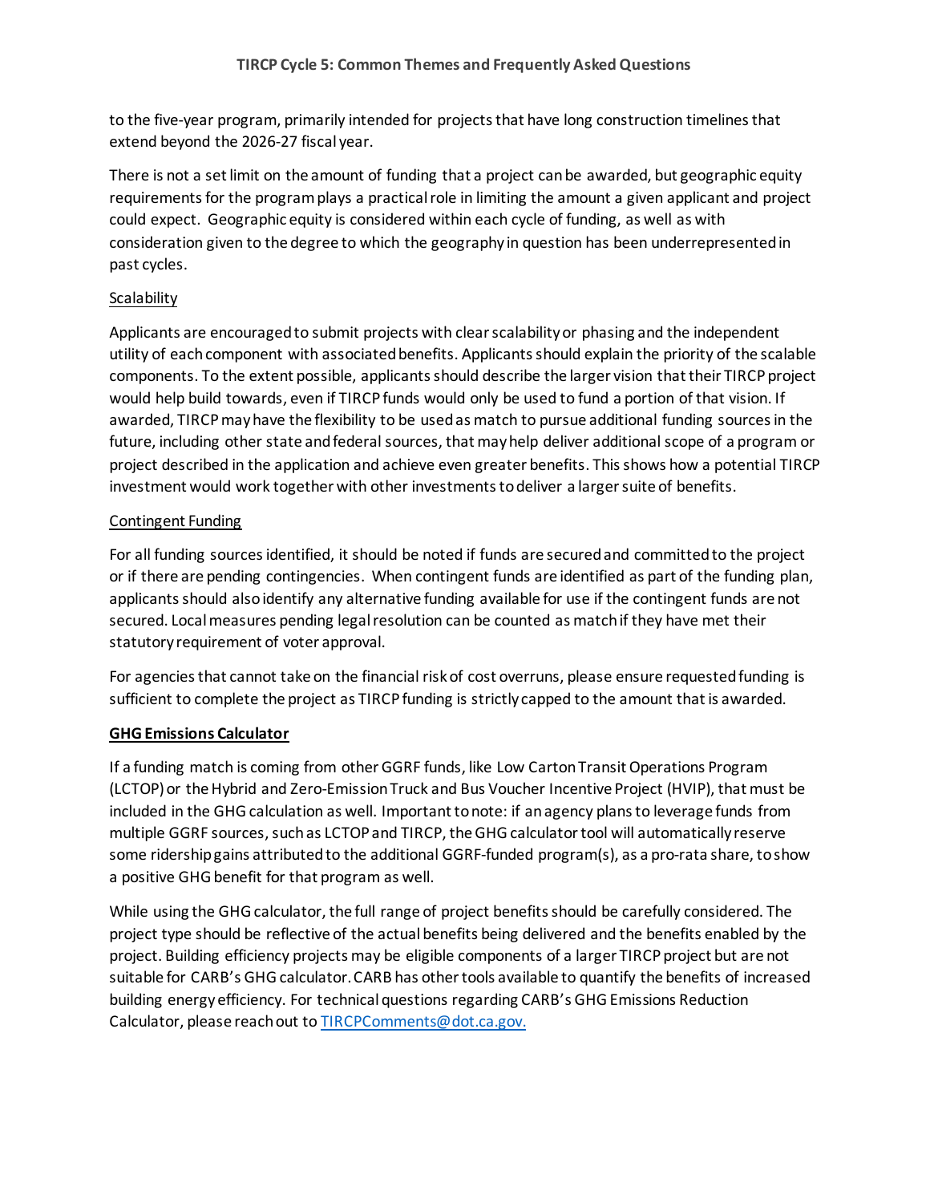to the five-year program, primarily intended for projects that have long construction timelines that extend beyond the 2026-27 fiscal year.

There is not a set limit on the amount of funding that a project can be awarded, but geographic equity requirements for the program plays a practical role in limiting the amount a given applicant and project could expect. Geographic equity is considered within each cycle of funding, as well as with consideration given to the degree to which the geography in question has been underrepresented in past cycles.

Scalability

Applicants are encouraged to submit projects with clear scalability or phasing and the independent utility of each component with associated benefits. Applicants should explain the priority of the scalable components. To the extent possible, applicants should describe the larger vision that their TIRCP project would help build towards, even if TIRCP funds would only be used to fund a portion of that vision. If awarded, TIRCP may have the flexibility to be used as match to pursue additional funding sources in the future, including other state and federal sources, that may help deliver additional scope of a program or project described in the application and achieve even greater benefits. This shows how a potential TIRCP investment would work together with other investments to deliver a larger suite of benefits.

Contingent Funding

For all funding sources identified, it should be noted if funds are secured and committed to the project or if there are pending contingencies. When contingent funds are identified as part of the funding plan, applicants should also identify any alternative funding available for use if the contingent funds are not secured. Local measures pending legal resolution can be counted as match if they have met their statutory requirement of voter approval.

For agencies that cannot take on the financial risk of cost overruns, please ensure requested funding is sufficient to complete the project as TIRCP funding is strictly capped to the amount that is awarded.

**GHG Emissions Calculator**

If a funding match is coming from other GGRF funds, like Low Carton Transit Operations Program (LCTOP) or the Hybrid and Zero-Emission Truck and Bus Voucher Incentive Project (HVIP), that must be included in the GHG calculation as well. Important to note: if an agency plans to leverage funds from multiple GGRF sources, such as LCTOP and TIRCP, the GHG calculator tool will automatically reserve some ridership gains attributed to the additional GGRF-funded program(s), as a pro-rata share, to show a positive GHG benefit for that program as well.

While using the GHG calculator, the full range of project benefits should be carefully considered. The project type should be reflective of the actual benefits being delivered and the benefits enabled by the project. Building efficiency projects may be eligible components of a larger TIRCP project but are not suitable for CARB's GHG calculator. CARB has other tools available to quantify the benefits of increased building energy efficiency. For technical questions regarding CARB's GHG Emissions Reduction Calculator, please reach out to TIRCPComments@dot.ca.gov.